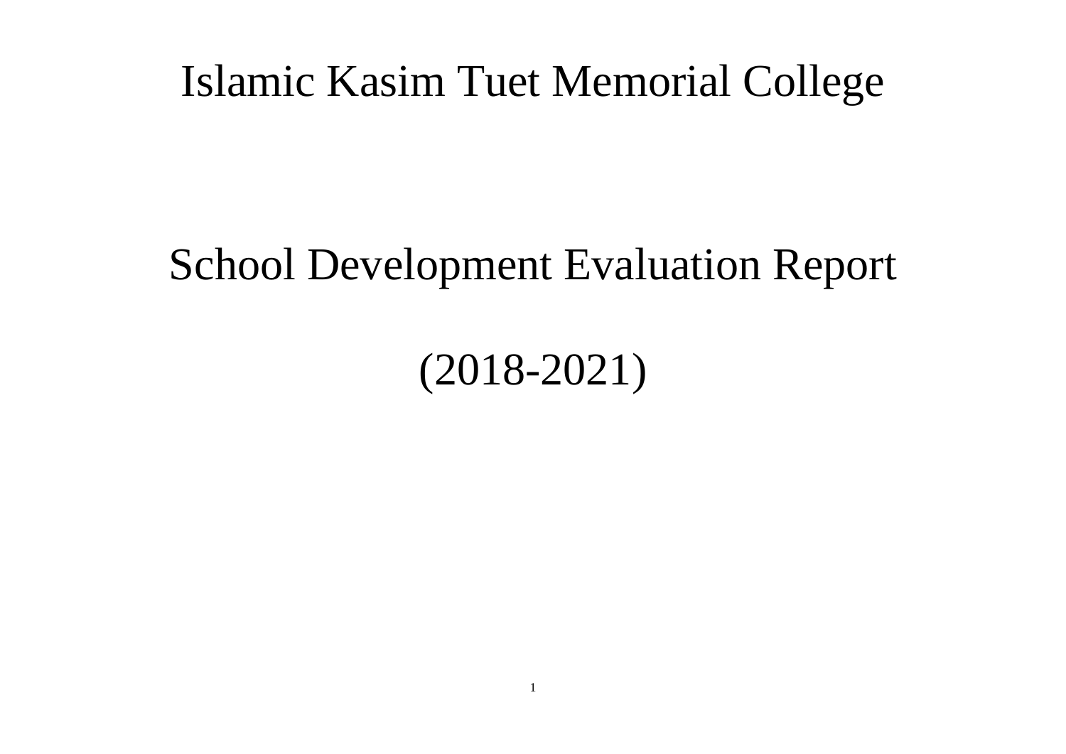# Islamic Kasim Tuet Memorial College

# School Development Evaluation Report

# (2018-2021)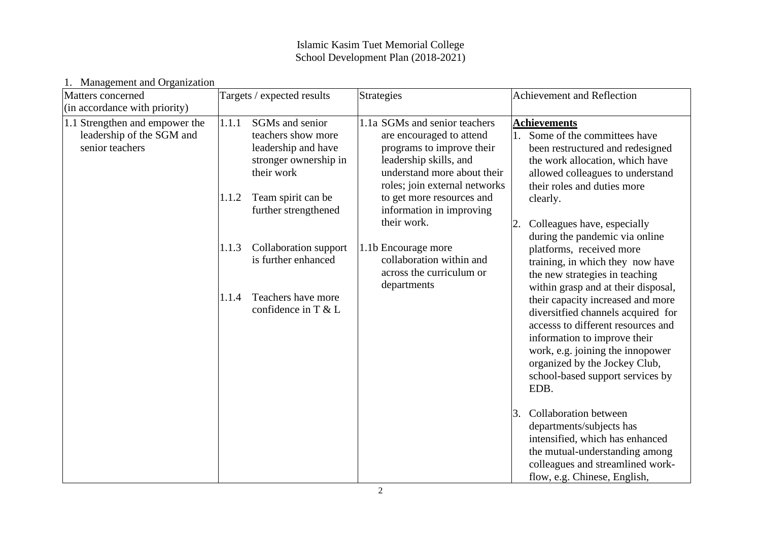# Islamic Kasim Tuet Memorial College
## School Development Plan (2018-2021)

1. Management and Organization

| Matters concerned (in accordance with priority) | Targets / expected results | Strategies | Achievement and Reflection |
|---|---|---|---|
| 1.1 Strengthen and empower the leadership of the SGM and senior teachers | 1.1.1 SGMs and senior teachers show more leadership and have stronger ownership in their work<br><br>1.1.2 Team spirit can be further strengthened<br><br>1.1.3 Collaboration support is further enhanced<br><br>1.1.4 Teachers have more confidence in T & L | 1.1a SGMs and senior teachers are encouraged to attend programs to improve their leadership skills, and understand more about their roles; join external networks to get more resources and information in improving their work.<br><br>1.1b Encourage more collaboration within and across the curriculum or departments | **Achievements**<br>1. Some of the committees have been restructured and redesigned the work allocation, which have allowed colleagues to understand their roles and duties more clearly.<br><br>2. Colleagues have, especially during the pandemic via online platforms, received more training, in which they now have the new strategies in teaching within grasp and at their disposal, their capacity increased and more diversitfied channels acquired for accesss to different resources and information to improve their work, e.g. joining the innopower organized by the Jockey Club, school-based support services by EDB.<br><br>3. Collaboration between departments/subjects has intensified, which has enhanced the mutual-understanding among colleagues and streamlined work-flow, e.g. Chinese, English, |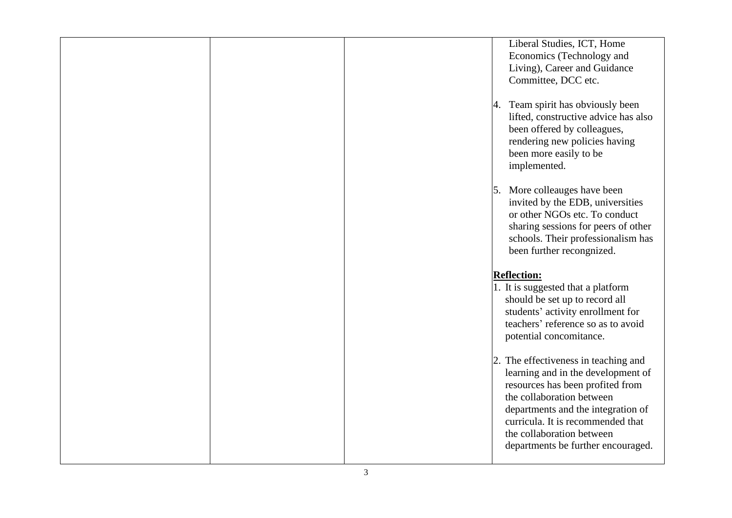| | | | Liberal Studies, ICT, Home Economics (Technology and Living), Career and Guidance Committee, DCC etc.<br><br>4. Team spirit has obviously been lifted, constructive advice has also been offered by colleagues, rendering new policies having been more easily to be implemented.<br><br>5. More colleauges have been invited by the EDB, universities or other NGOs etc. To conduct sharing sessions for peers of other schools. Their professionalism has been further recongnized.<br><br>**Reflection:**<br>1. It is suggested that a platform should be set up to record all students' activity enrollment for teachers' reference so as to avoid potential concomitance.<br><br>2. The effectiveness in teaching and learning and in the development of resources has been profited from the collaboration between departments and the integration of curricula. It is recommended that the collaboration between departments be further encouraged. |
|---|---|---|---|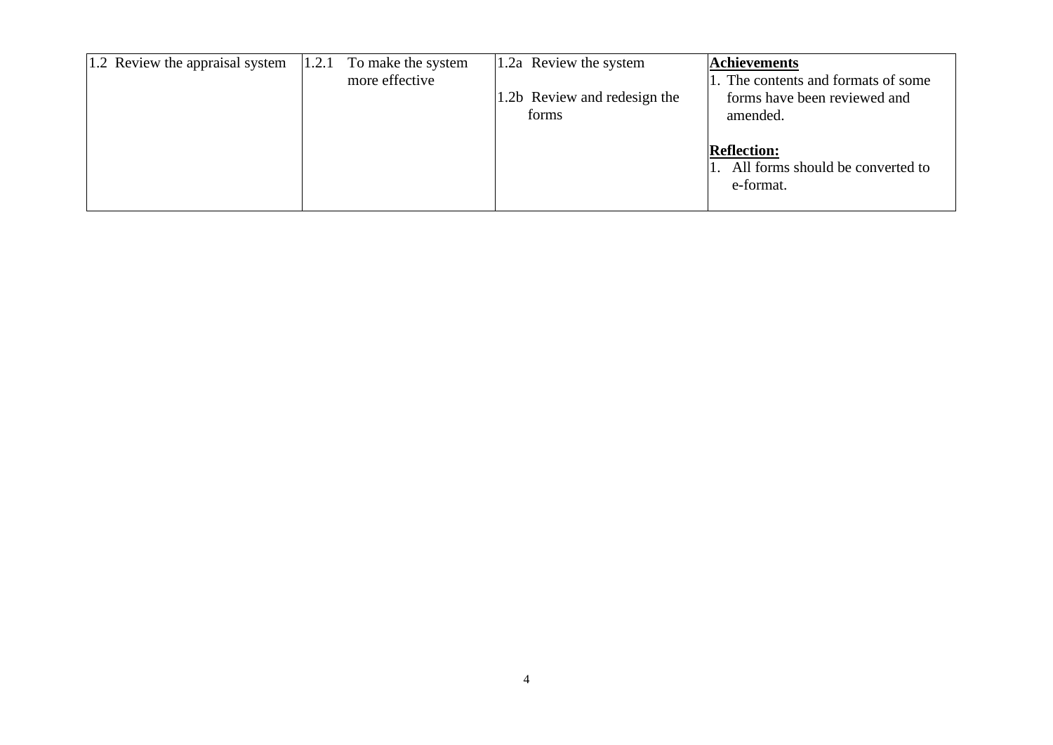| 1.2 Review the appraisal system | 1.2.1 To make the system more effective | 1.2a Review the system<br><br>1.2b Review and redesign the forms | **<u>Achievements</u>**<br>1. The contents and formats of some forms have been reviewed and amended.<br><br>**<u>Reflection:</u>**<br>1. All forms should be converted to e-format. |
|---|---|---|---|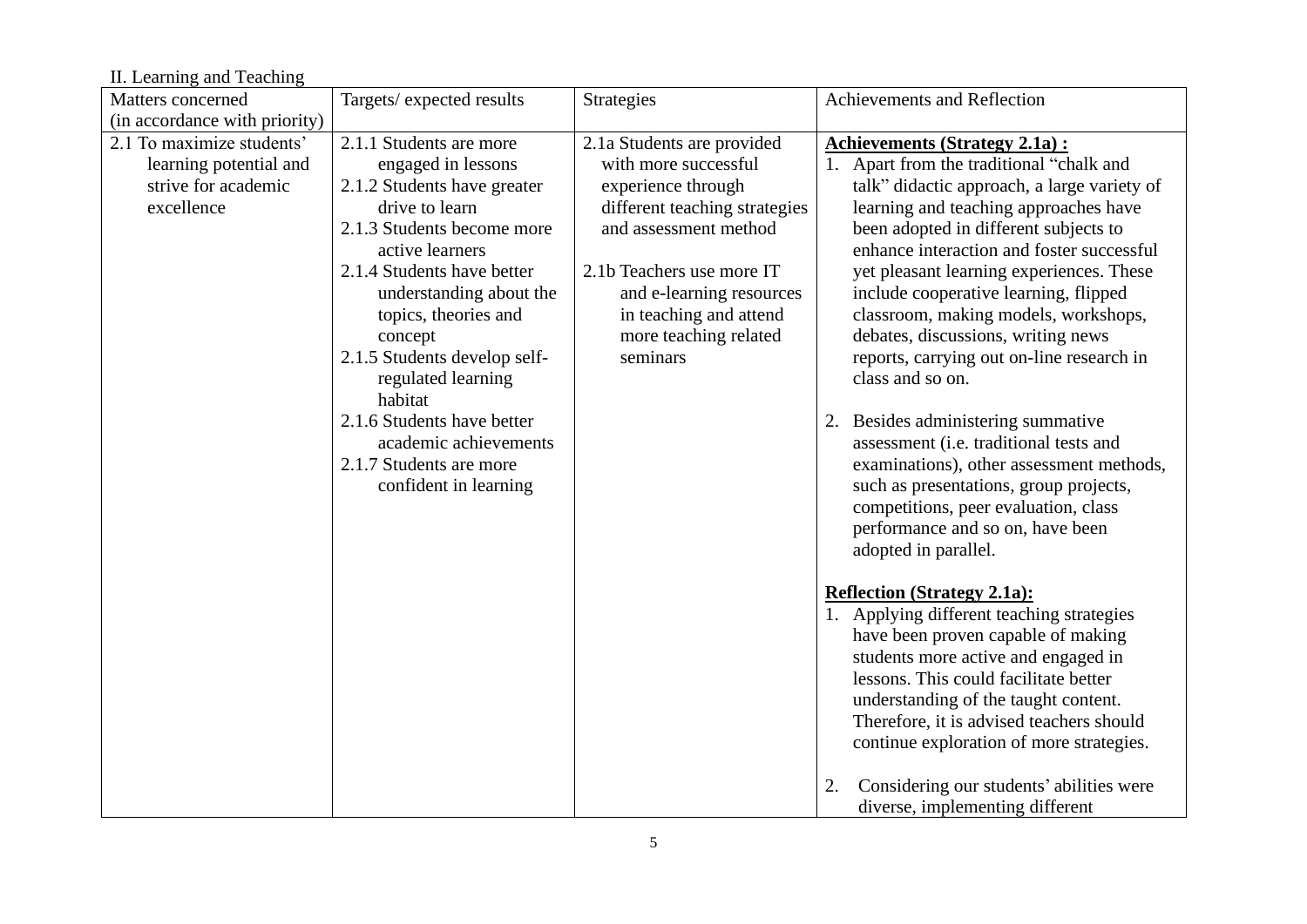II. Learning and Teaching

| Matters concerned (in accordance with priority) | Targets/ expected results | Strategies | Achievements and Reflection |
|---|---|---|---|
| 2.1 To maximize students' learning potential and strive for academic excellence | 2.1.1 Students are more engaged in lessons<br>2.1.2 Students have greater drive to learn<br>2.1.3 Students become more active learners<br>2.1.4 Students have better understanding about the topics, theories and concept<br>2.1.5 Students develop self-regulated learning habitat<br>2.1.6 Students have better academic achievements<br>2.1.7 Students are more confident in learning | 2.1a Students are provided with more successful experience through different teaching strategies and assessment method<br><br>2.1b Teachers use more IT and e-learning resources in teaching and attend more teaching related seminars | **Achievements (Strategy 2.1a) :**<br>1. Apart from the traditional "chalk and talk" didactic approach, a large variety of learning and teaching approaches have been adopted in different subjects to enhance interaction and foster successful yet pleasant learning experiences. These include cooperative learning, flipped classroom, making models, workshops, debates, discussions, writing news reports, carrying out on-line research in class and so on.<br><br>2. Besides administering summative assessment (i.e. traditional tests and examinations), other assessment methods, such as presentations, group projects, competitions, peer evaluation, class performance and so on, have been adopted in parallel.<br><br>**Reflection (Strategy 2.1a):**<br>1. Applying different teaching strategies have been proven capable of making students more active and engaged in lessons. This could facilitate better understanding of the taught content. Therefore, it is advised teachers should continue exploration of more strategies.<br><br>2. Considering our students' abilities were diverse, implementing different |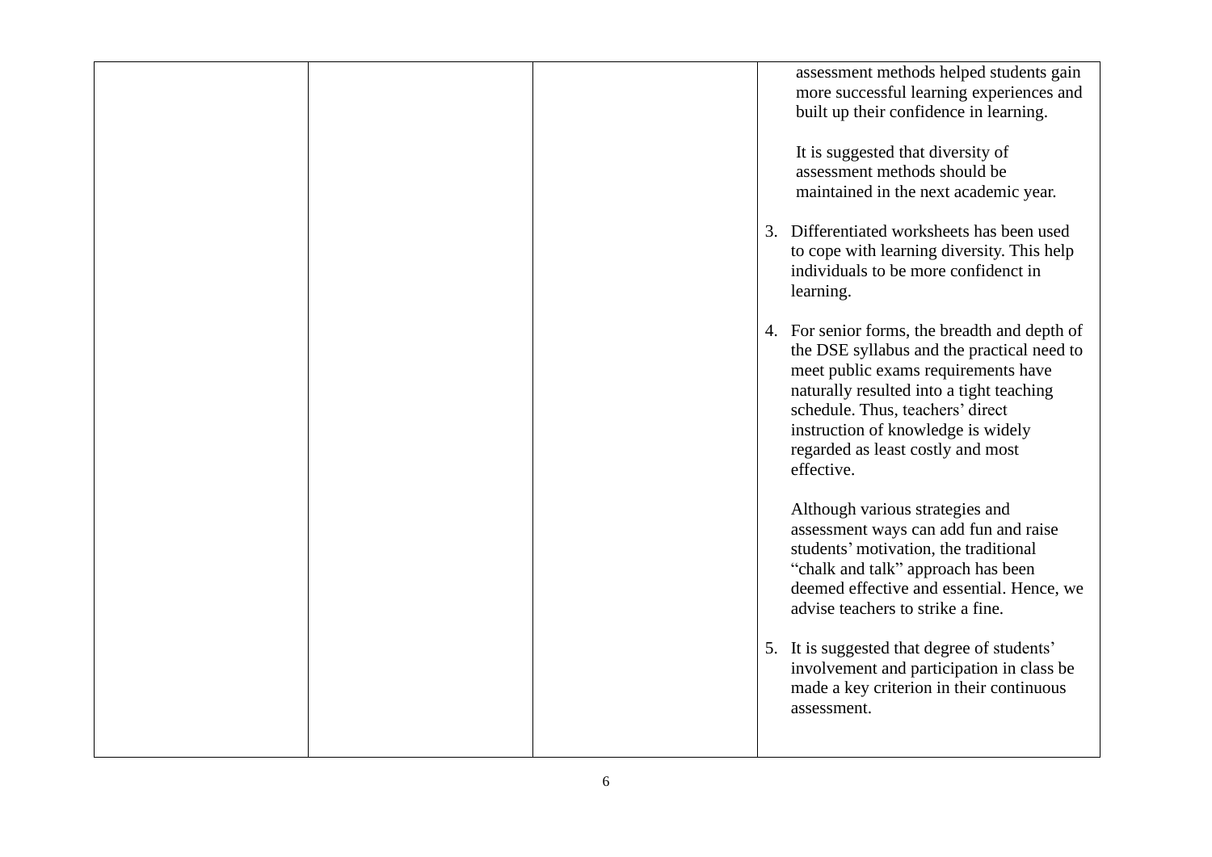|  |  |  | assessment methods helped students gain more successful learning experiences and built up their confidence in learning.<br><br>It is suggested that diversity of assessment methods should be maintained in the next academic year.<br><br>3. Differentiated worksheets has been used to cope with learning diversity. This help individuals to be more confidenct in learning.<br><br>4. For senior forms, the breadth and depth of the DSE syllabus and the practical need to meet public exams requirements have naturally resulted into a tight teaching schedule. Thus, teachers' direct instruction of knowledge is widely regarded as least costly and most effective.<br><br>Although various strategies and assessment ways can add fun and raise students' motivation, the traditional "chalk and talk" approach has been deemed effective and essential. Hence, we advise teachers to strike a fine.<br><br>5. It is suggested that degree of students' involvement and participation in class be made a key criterion in their continuous assessment. |
|---|---|---|---|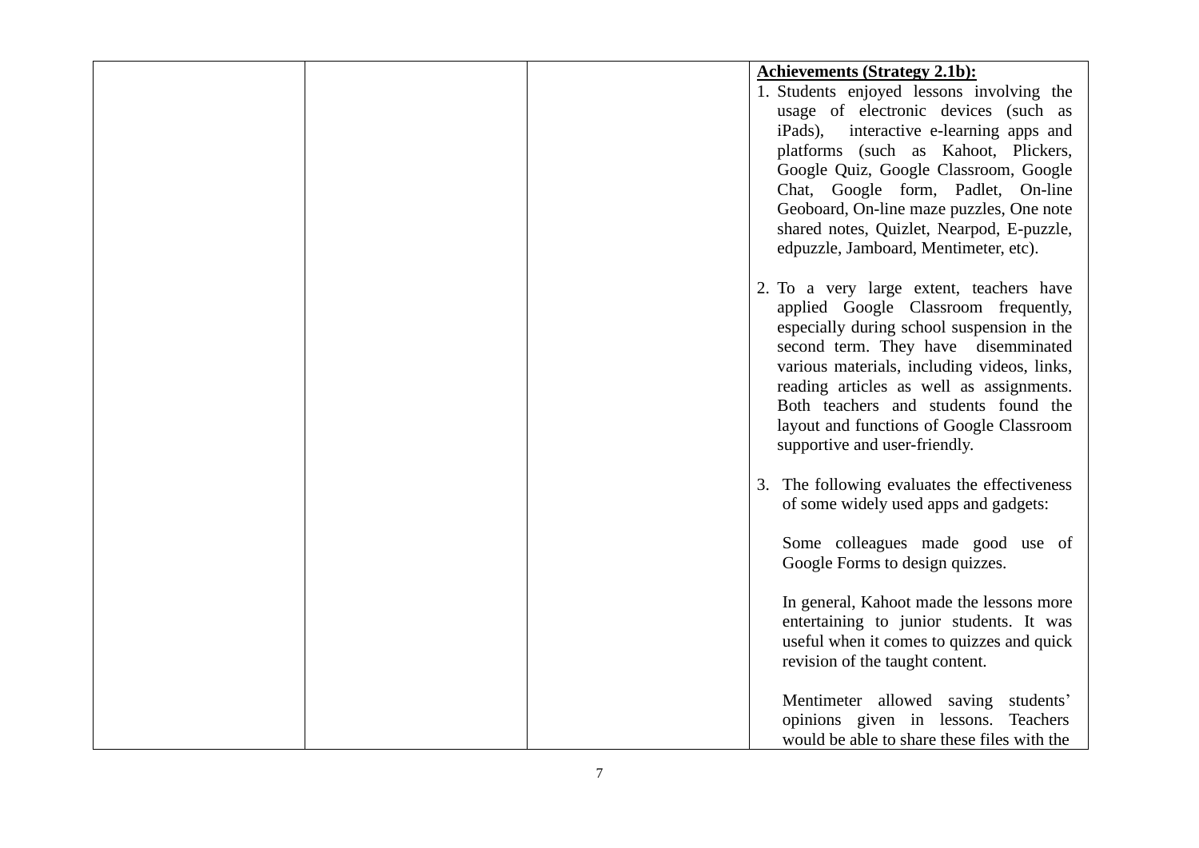| | | | **Achievements (Strategy 2.1b):**<br>1. Students enjoyed lessons involving the usage of electronic devices (such as iPads), interactive e-learning apps and platforms (such as Kahoot, Plickers, Google Quiz, Google Classroom, Google Chat, Google form, Padlet, On-line Geoboard, On-line maze puzzles, One note shared notes, Quizlet, Nearpod, E-puzzle, edpuzzle, Jamboard, Mentimeter, etc).<br><br>2. To a very large extent, teachers have applied Google Classroom frequently, especially during school suspension in the second term. They have disemminated various materials, including videos, links, reading articles as well as assignments. Both teachers and students found the layout and functions of Google Classroom supportive and user-friendly.<br><br>3. The following evaluates the effectiveness of some widely used apps and gadgets:<br><br>Some colleagues made good use of Google Forms to design quizzes.<br><br>In general, Kahoot made the lessons more entertaining to junior students. It was useful when it comes to quizzes and quick revision of the taught content.<br><br>Mentimeter allowed saving students' opinions given in lessons. Teachers would be able to share these files with the |
|---|---|---|---|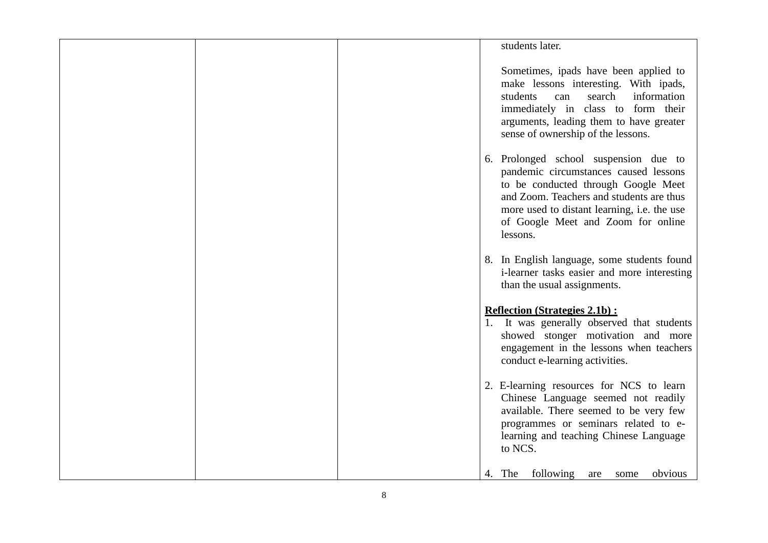| | | | students later.<br><br>Sometimes, ipads have been applied to make lessons interesting. With ipads, students can search information immediately in class to form their arguments, leading them to have greater sense of ownership of the lessons.<br><br>6. Prolonged school suspension due to pandemic circumstances caused lessons to be conducted through Google Meet and Zoom. Teachers and students are thus more used to distant learning, i.e. the use of Google Meet and Zoom for online lessons.<br><br>8. In English language, some students found i-learner tasks easier and more interesting than the usual assignments.<br><br>**<u>Reflection (Strategies 2.1b) :</u>**<br>1. It was generally observed that students showed stonger motivation and more engagement in the lessons when teachers conduct e-learning activities.<br><br>2. E-learning resources for NCS to learn Chinese Language seemed not readily available. There seemed to be very few programmes or seminars related to e-learning and teaching Chinese Language to NCS.<br><br>4. The following are some obvious |
|---|---|---|---|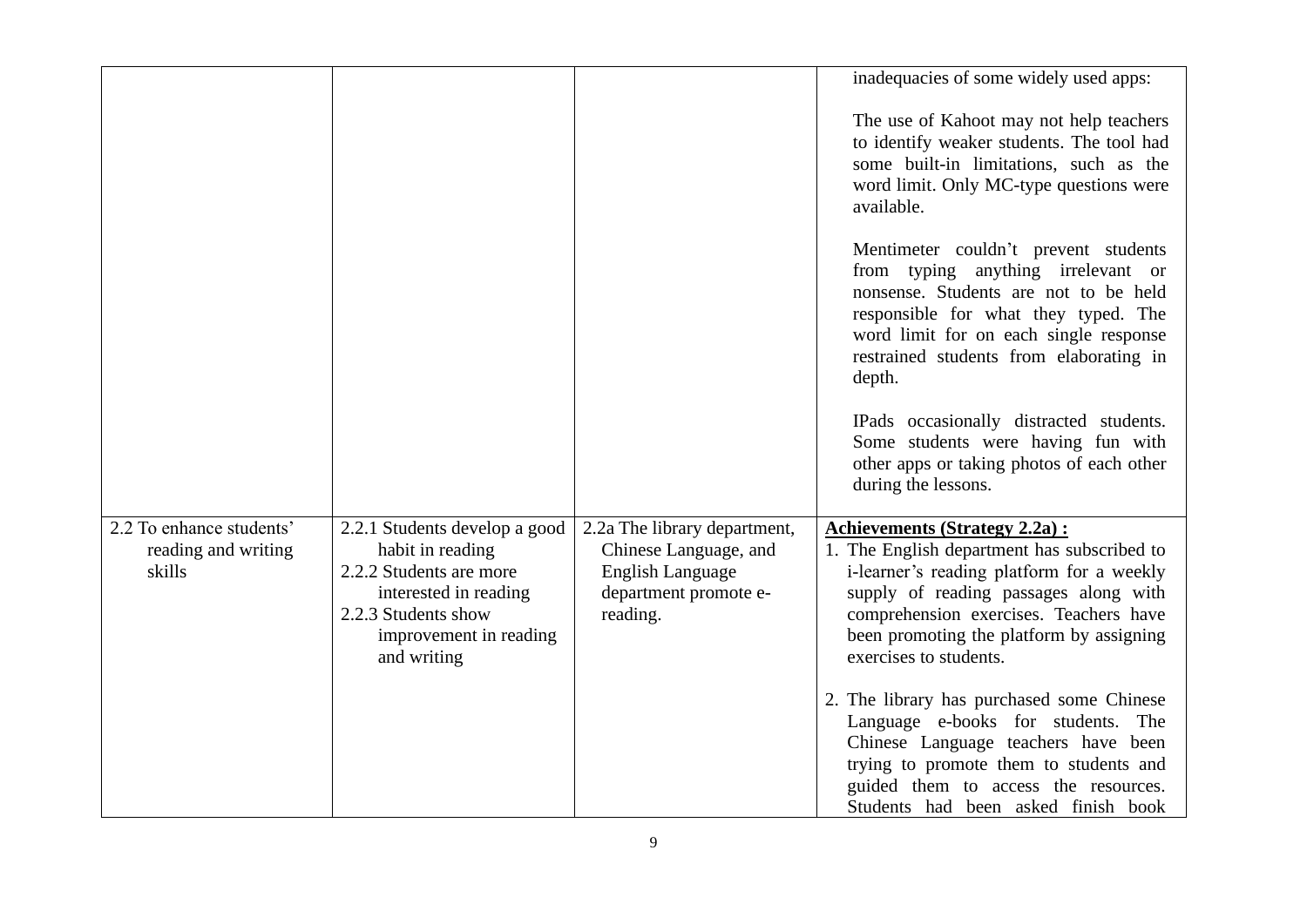| | | | |
|---|---|---|---|
| | | | inadequacies of some widely used apps:<br><br>The use of Kahoot may not help teachers to identify weaker students. The tool had some built-in limitations, such as the word limit. Only MC-type questions were available.<br><br>Mentimeter couldn't prevent students from typing anything irrelevant or nonsense. Students are not to be held responsible for what they typed. The word limit for on each single response restrained students from elaborating in depth.<br><br>IPads occasionally distracted students. Some students were having fun with other apps or taking photos of each other during the lessons. |
| 2.2 To enhance students' reading and writing skills | 2.2.1 Students develop a good habit in reading<br>2.2.2 Students are more interested in reading<br>2.2.3 Students show improvement in reading and writing | 2.2a The library department, Chinese Language, and English Language department promote e-reading. | **<u>Achievements (Strategy 2.2a) :</u>**<br>1. The English department has subscribed to i-learner's reading platform for a weekly supply of reading passages along with comprehension exercises. Teachers have been promoting the platform by assigning exercises to students.<br><br>2. The library has purchased some Chinese Language e-books for students. The Chinese Language teachers have been trying to promote them to students and guided them to access the resources. Students had been asked finish book |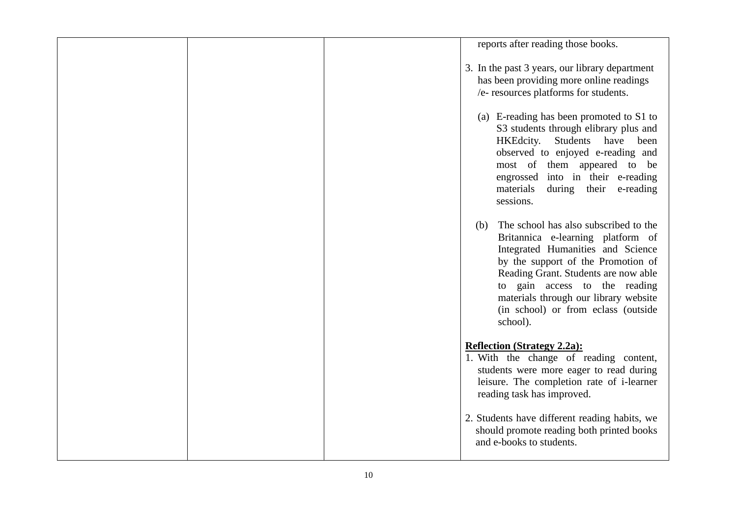| | | | reports after reading those books.<br><br>3. In the past 3 years, our library department has been providing more online readings /e- resources platforms for students.<br><br>(a) E-reading has been promoted to S1 to S3 students through elibrary plus and HKEdcity. Students have been observed to enjoyed e-reading and most of them appeared to be engrossed into in their e-reading materials during their e-reading sessions.<br><br>(b) The school has also subscribed to the Britannica e-learning platform of Integrated Humanities and Science by the support of the Promotion of Reading Grant. Students are now able to gain access to the reading materials through our library website (in school) or from eclass (outside school).<br><br>**<u>Reflection (Strategy 2.2a):</u>**<br>1. With the change of reading content, students were more eager to read during leisure. The completion rate of i-learner reading task has improved.<br><br>2. Students have different reading habits, we should promote reading both printed books and e-books to students. |
|---|---|---|---|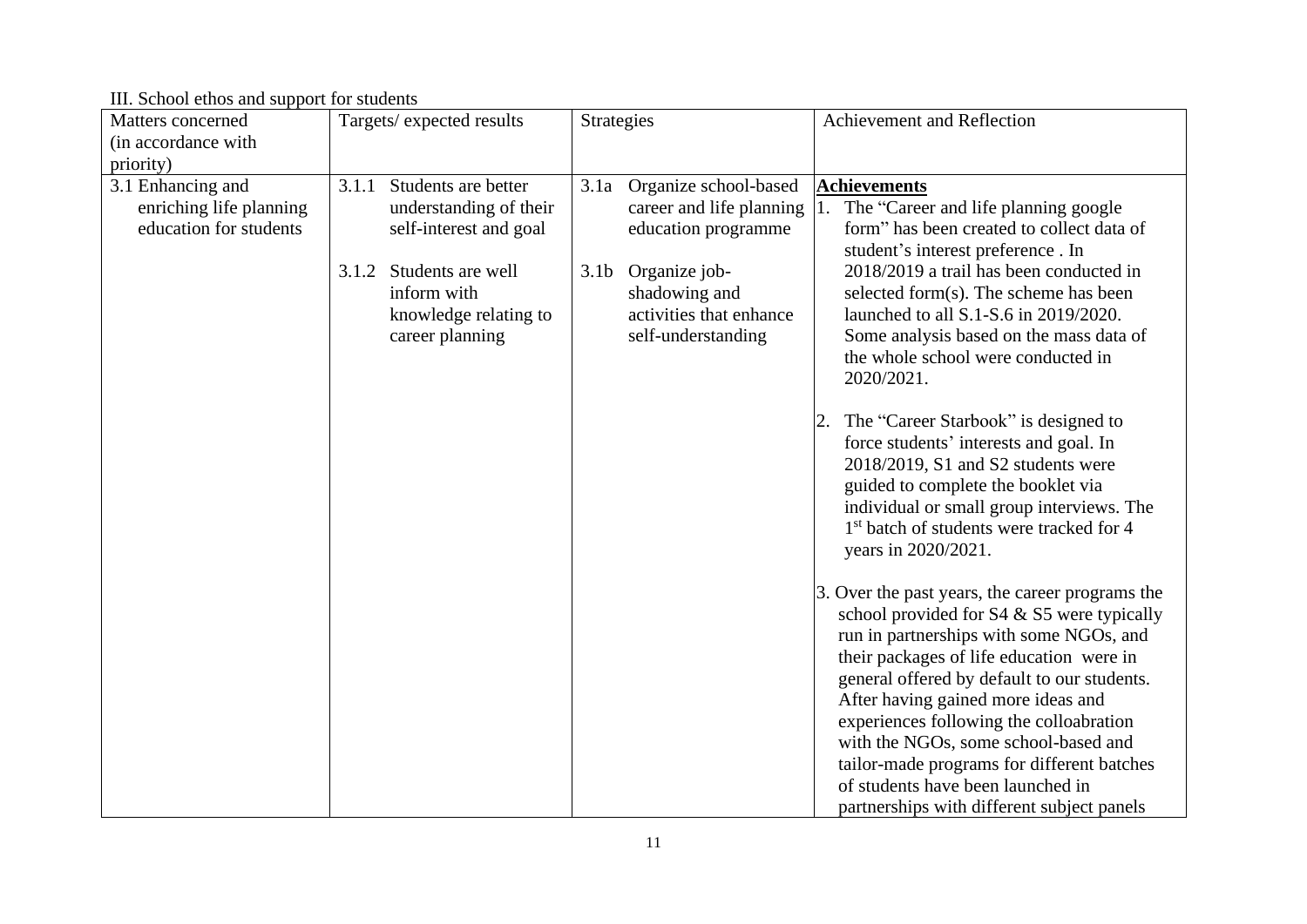III. School ethos and support for students

| Matters concerned (in accordance with priority) | Targets/ expected results | Strategies | Achievement and Reflection |
|---|---|---|---|
| 3.1 Enhancing and enriching life planning education for students | 3.1.1 Students are better understanding of their self-interest and goal<br><br>3.1.2 Students are well inform with knowledge relating to career planning | 3.1a Organize school-based career and life planning education programme<br><br>3.1b Organize job-shadowing and activities that enhance self-understanding | **Achievements**<br>1. The "Career and life planning google form" has been created to collect data of student's interest preference . In 2018/2019 a trail has been conducted in selected form(s). The scheme has been launched to all S.1-S.6 in 2019/2020. Some analysis based on the mass data of the whole school were conducted in 2020/2021.<br><br>2. The "Career Starbook" is designed to force students' interests and goal. In 2018/2019, S1 and S2 students were guided to complete the booklet via individual or small group interviews. The 1st batch of students were tracked for 4 years in 2020/2021.<br><br>3. Over the past years, the career programs the school provided for S4 & S5 were typically run in partnerships with some NGOs, and their packages of life education were in general offered by default to our students. After having gained more ideas and experiences following the colloabration with the NGOs, some school-based and tailor-made programs for different batches of students have been launched in partnerships with different subject panels |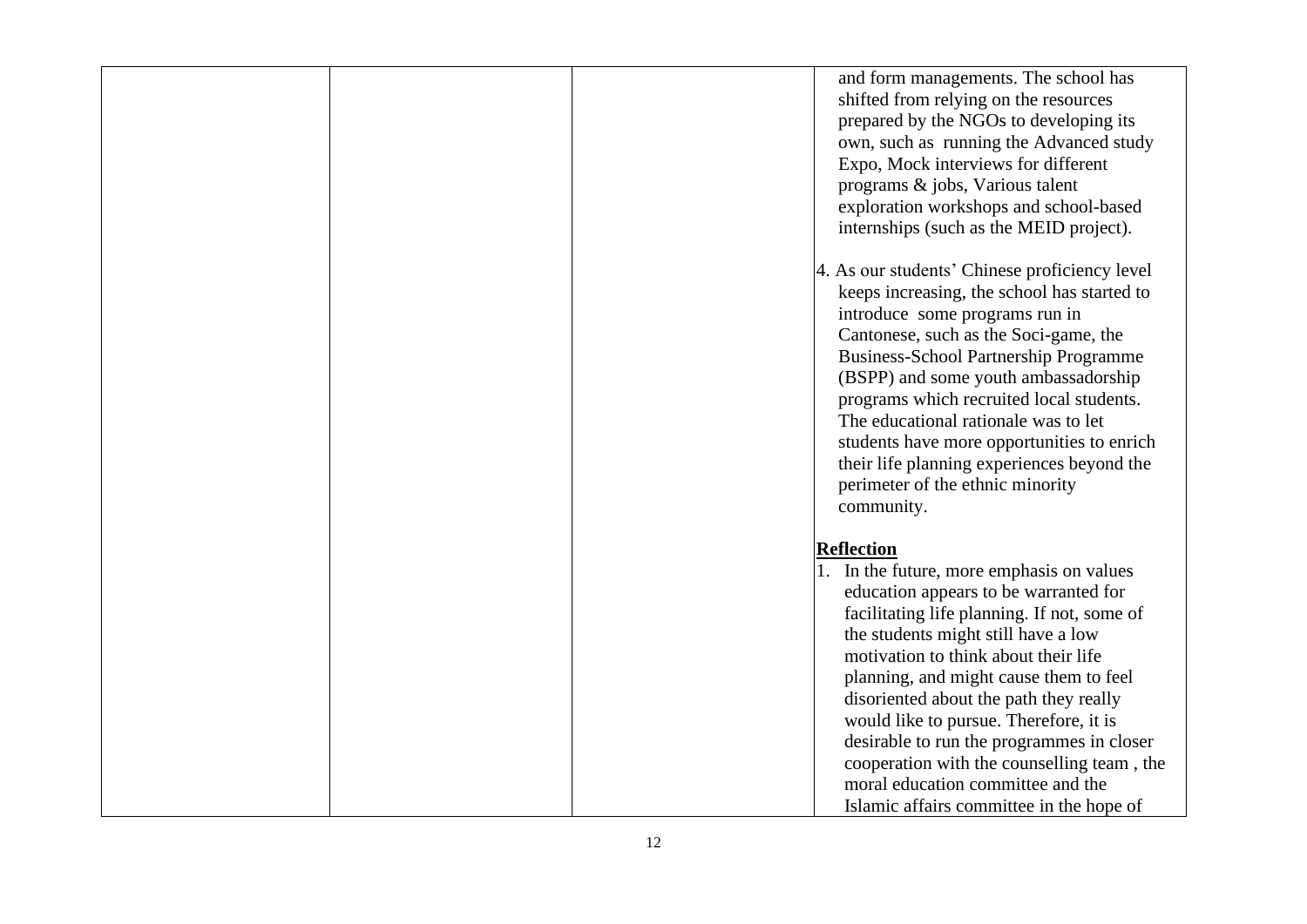| | | | |
|---|---|---|---|
| | | | and form managements. The school has shifted from relying on the resources prepared by the NGOs to developing its own, such as running the Advanced study Expo, Mock interviews for different programs & jobs, Various talent exploration workshops and school-based internships (such as the MEID project).<br><br>4. As our students' Chinese proficiency level keeps increasing, the school has started to introduce some programs run in Cantonese, such as the Soci-game, the Business-School Partnership Programme (BSPP) and some youth ambassadorship programs which recruited local students. The educational rationale was to let students have more opportunities to enrich their life planning experiences beyond the perimeter of the ethnic minority community.<br><br>**Reflection**<br>1. In the future, more emphasis on values education appears to be warranted for facilitating life planning. If not, some of the students might still have a low motivation to think about their life planning, and might cause them to feel disoriented about the path they really would like to pursue. Therefore, it is desirable to run the programmes in closer cooperation with the counselling team , the moral education committee and the Islamic affairs committee in the hope of |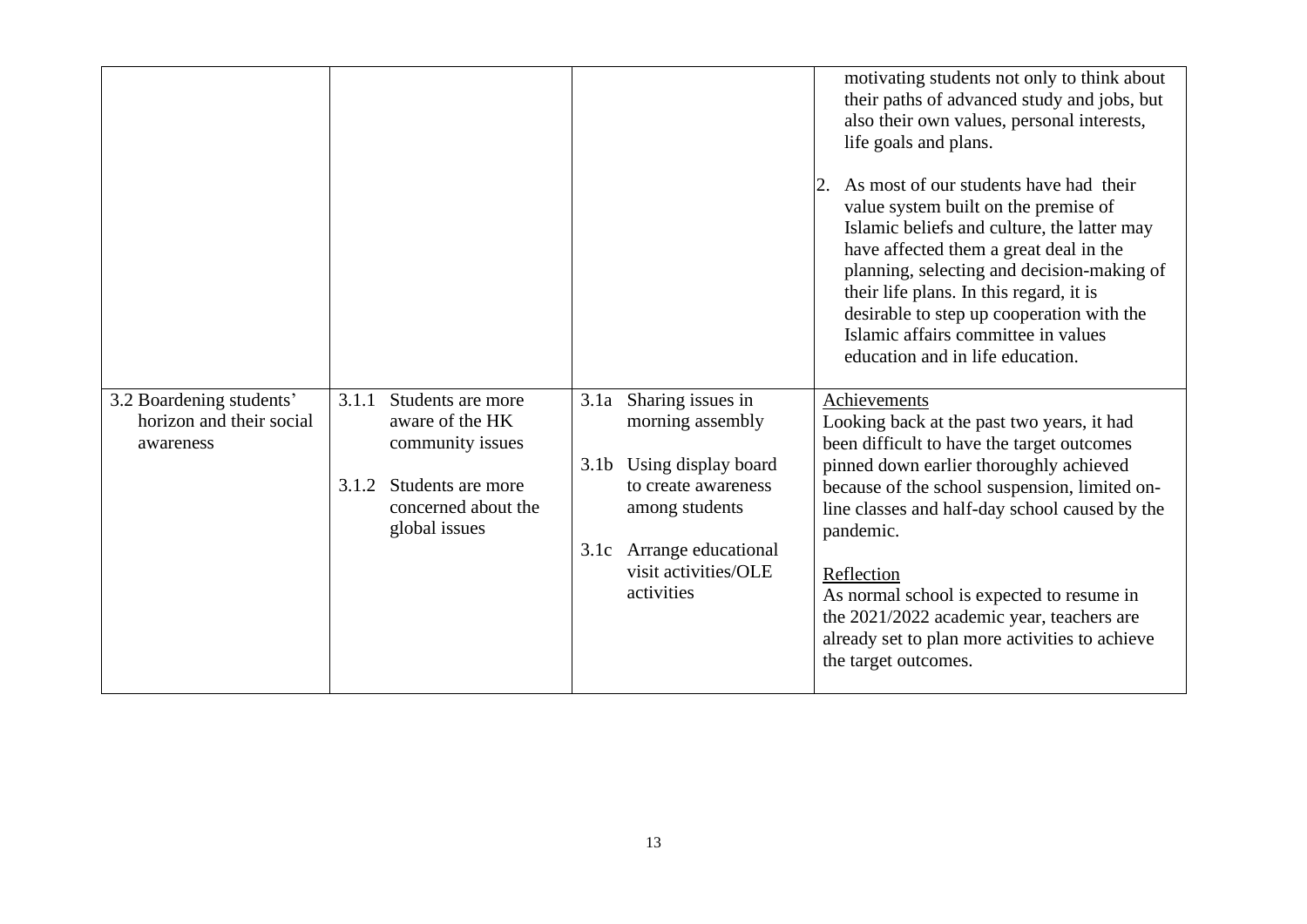| | | | |
|---|---|---|---|
| | | | motivating students not only to think about their paths of advanced study and jobs, but also their own values, personal interests, life goals and plans.<br><br>2. As most of our students have had their value system built on the premise of Islamic beliefs and culture, the latter may have affected them a great deal in the planning, selecting and decision-making of their life plans. In this regard, it is desirable to step up cooperation with the Islamic affairs committee in values education and in life education. |
| 3.2 Boardening students' horizon and their social awareness | 3.1.1 Students are more aware of the HK community issues<br><br>3.1.2 Students are more concerned about the global issues | 3.1a Sharing issues in morning assembly<br><br>3.1b Using display board to create awareness among students<br><br>3.1c Arrange educational visit activities/OLE activities | Achievements<br>Looking back at the past two years, it had been difficult to have the target outcomes pinned down earlier thoroughly achieved because of the school suspension, limited on-line classes and half-day school caused by the pandemic.<br><br>Reflection<br>As normal school is expected to resume in the 2021/2022 academic year, teachers are already set to plan more activities to achieve the target outcomes. |